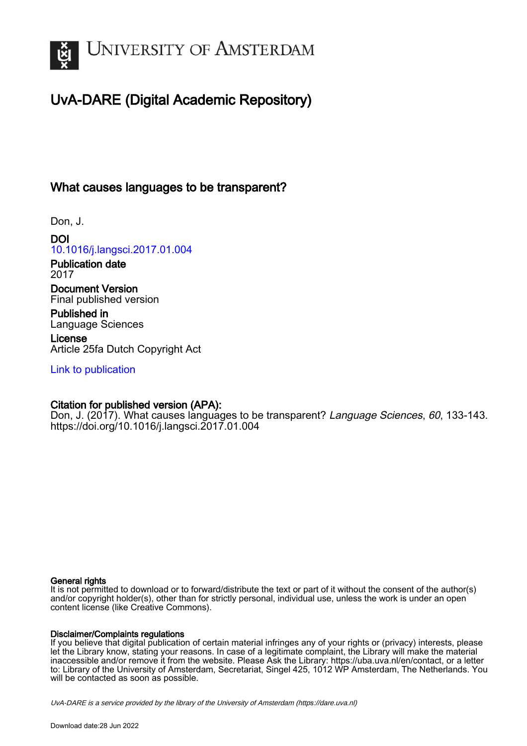# UvA-DARE (Digital Academic Repository)

## What causes languages to be transparent?

Don, J.

**DOI**
10.1016/j.langsci.2017.01.004

**Publication date**
2017

**Document Version**
Final published version

**Published in**
Language Sciences

**License**
Article 25fa Dutch Copyright Act

Link to publication

**Citation for published version (APA):**
Don, J. (2017). What causes languages to be transparent? *Language Sciences*, *60*, 133-143. https://doi.org/10.1016/j.langsci.2017.01.004

**General rights**
It is not permitted to download or to forward/distribute the text or part of it without the consent of the author(s) and/or copyright holder(s), other than for strictly personal, individual use, unless the work is under an open content license (like Creative Commons).

**Disclaimer/Complaints regulations**
If you believe that digital publication of certain material infringes any of your rights or (privacy) interests, please let the Library know, stating your reasons. In case of a legitimate complaint, the Library will make the material inaccessible and/or remove it from the website. Please Ask the Library: https://uba.uva.nl/en/contact, or a letter to: Library of the University of Amsterdam, Secretariat, Singel 425, 1012 WP Amsterdam, The Netherlands. You will be contacted as soon as possible.

*UvA-DARE is a service provided by the library of the University of Amsterdam (https://dare.uva.nl)*

Download date:28 Jun 2022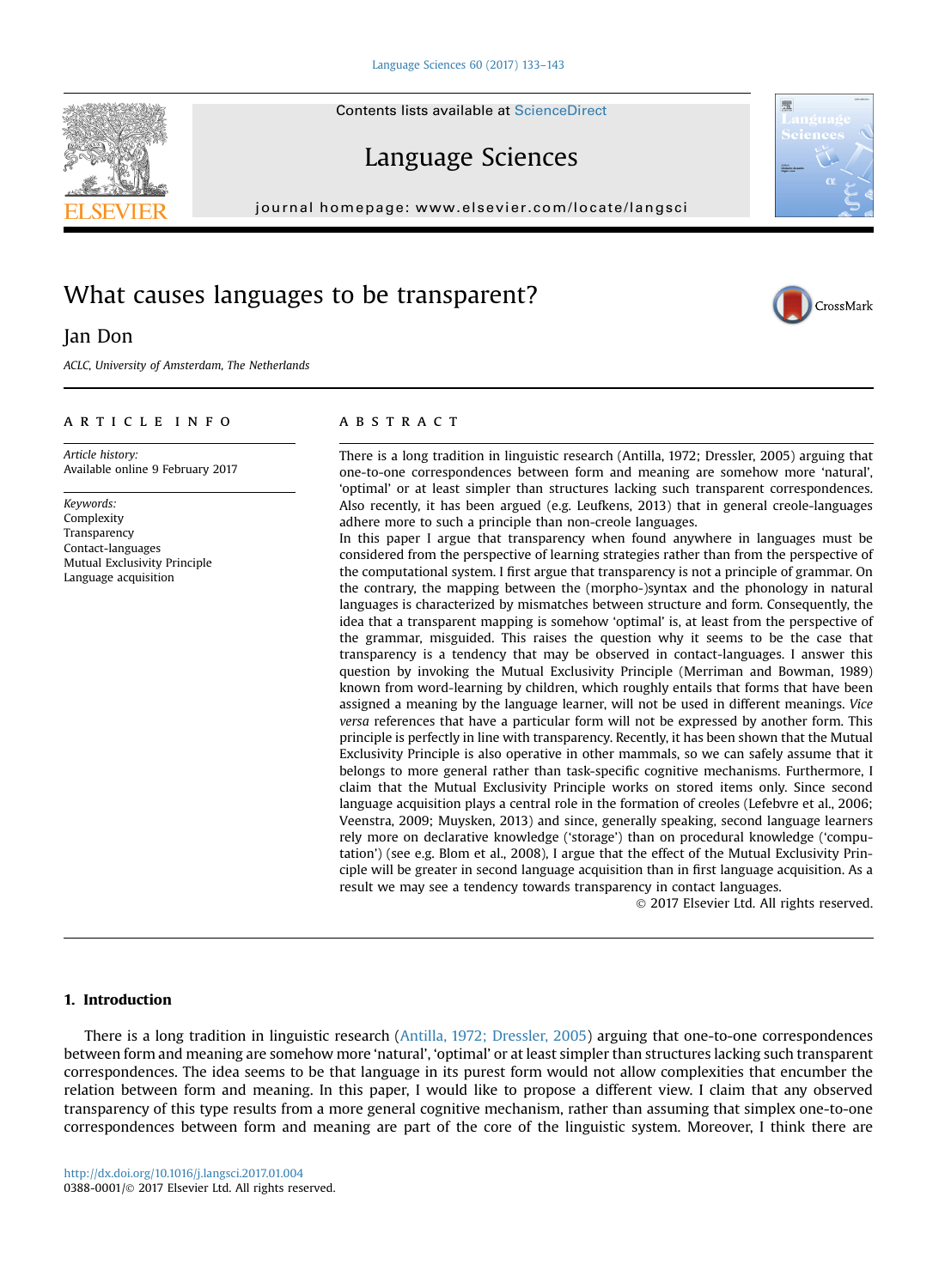# What causes languages to be transparent?

Jan Don

*ACLC, University of Amsterdam, The Netherlands*

## ARTICLE INFO

*Article history:*
Available online 9 February 2017

*Keywords:*
Complexity
Transparency
Contact-languages
Mutual Exclusivity Principle
Language acquisition

## ABSTRACT

There is a long tradition in linguistic research (Antilla, 1972; Dressler, 2005) arguing that one-to-one correspondences between form and meaning are somehow more 'natural', 'optimal' or at least simpler than structures lacking such transparent correspondences. Also recently, it has been argued (e.g. Leufkens, 2013) that in general creole-languages adhere more to such a principle than non-creole languages.

In this paper I argue that transparency when found anywhere in languages must be considered from the perspective of learning strategies rather than from the perspective of the computational system. I first argue that transparency is not a principle of grammar. On the contrary, the mapping between the (morpho-)syntax and the phonology in natural languages is characterized by mismatches between structure and form. Consequently, the idea that a transparent mapping is somehow 'optimal' is, at least from the perspective of the grammar, misguided. This raises the question why it seems to be the case that transparency is a tendency that may be observed in contact-languages. I answer this question by invoking the Mutual Exclusivity Principle (Merriman and Bowman, 1989) known from word-learning by children, which roughly entails that forms that have been assigned a meaning by the language learner, will not be used in different meanings. *Vice versa* references that have a particular form will not be expressed by another form. This principle is perfectly in line with transparency. Recently, it has been shown that the Mutual Exclusivity Principle is also operative in other mammals, so we can safely assume that it belongs to more general rather than task-specific cognitive mechanisms. Furthermore, I claim that the Mutual Exclusivity Principle works on stored items only. Since second language acquisition plays a central role in the formation of creoles (Lefebvre et al., 2006; Veenstra, 2009; Muysken, 2013) and since, generally speaking, second language learners rely more on declarative knowledge ('storage') than on procedural knowledge ('computation') (see e.g. Blom et al., 2008), I argue that the effect of the Mutual Exclusivity Principle will be greater in second language acquisition than in first language acquisition. As a result we may see a tendency towards transparency in contact languages.

© 2017 Elsevier Ltd. All rights reserved.

## 1. Introduction

There is a long tradition in linguistic research (Antilla, 1972; Dressler, 2005) arguing that one-to-one correspondences between form and meaning are somehow more 'natural', 'optimal' or at least simpler than structures lacking such transparent correspondences. The idea seems to be that language in its purest form would not allow complexities that encumber the relation between form and meaning. In this paper, I would like to propose a different view. I claim that any observed transparency of this type results from a more general cognitive mechanism, rather than assuming that simplex one-to-one correspondences between form and meaning are part of the core of the linguistic system. Moreover, I think there are

http://dx.doi.org/10.1016/j.langsci.2017.01.004
0388-0001/© 2017 Elsevier Ltd. All rights reserved.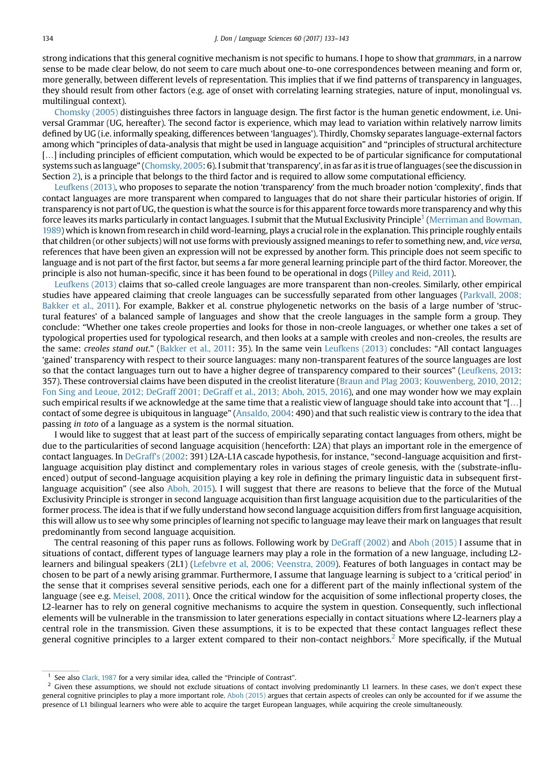strong indications that this general cognitive mechanism is not specific to humans. I hope to show that *grammars*, in a narrow sense to be made clear below, do not seem to care much about one-to-one correspondences between meaning and form or, more generally, between different levels of representation. This implies that if we find patterns of transparency in languages, they should result from other factors (e.g. age of onset with correlating learning strategies, nature of input, monolingual vs. multilingual context).

Chomsky (2005) distinguishes three factors in language design. The first factor is the human genetic endowment, i.e. Universal Grammar (UG, hereafter). The second factor is experience, which may lead to variation within relatively narrow limits defined by UG (i.e. informally speaking, differences between 'languages'). Thirdly, Chomsky separates language-external factors among which "principles of data-analysis that might be used in language acquisition" and "principles of structural architecture […] including principles of efficient computation, which would be expected to be of particular significance for computational systems such as language" (Chomsky, 2005: 6). I submit that 'transparency', in as far as it is true of languages (see the discussion in Section 2), is a principle that belongs to the third factor and is required to allow some computational efficiency.

Leufkens (2013), who proposes to separate the notion 'transparency' from the much broader notion 'complexity', finds that contact languages are more transparent when compared to languages that do not share their particular histories of origin. If transparency is not part of UG, the question is what the source is for this apparent force towards more transparency and why this force leaves its marks particularly in contact languages. I submit that the Mutual Exclusivity Principle[1] (Merriman and Bowman, 1989) which is known from research in child word-learning, plays a crucial role in the explanation. This principle roughly entails that children (or other subjects) will not use forms with previously assigned meanings to refer to something new, and, *vice versa*, references that have been given an expression will not be expressed by another form. This principle does not seem specific to language and is not part of the first factor, but seems a far more general learning principle part of the third factor. Moreover, the principle is also not human-specific, since it has been found to be operational in dogs (Pilley and Reid, 2011).

Leufkens (2013) claims that so-called creole languages are more transparent than non-creoles. Similarly, other empirical studies have appeared claiming that creole languages can be successfully separated from other languages (Parkvall, 2008; Bakker et al., 2011). For example, Bakker et al. construe phylogenetic networks on the basis of a large number of 'structural features' of a balanced sample of languages and show that the creole languages in the sample form a group. They conclude: "Whether one takes creole properties and looks for those in non-creole languages, or whether one takes a set of typological properties used for typological research, and then looks at a sample with creoles and non-creoles, the results are the same: *creoles stand out*." (Bakker et al., 2011: 35). In the same vein Leufkens (2013) concludes: "All contact languages 'gained' transparency with respect to their source languages: many non-transparent features of the source languages are lost so that the contact languages turn out to have a higher degree of transparency compared to their sources" (Leufkens, 2013: 357). These controversial claims have been disputed in the creolist literature (Braun and Plag 2003; Kouwenberg, 2010, 2012; Fon Sing and Leoue, 2012; DeGraff 2001; DeGraff et al., 2013; Aboh, 2015, 2016), and one may wonder how we may explain such empirical results if we acknowledge at the same time that a realistic view of language should take into account that "[…] contact of some degree is ubiquitous in language" (Ansaldo, 2004: 490) and that such realistic view is contrary to the idea that passing *in toto* of a language as a system is the normal situation.

I would like to suggest that at least part of the success of empirically separating contact languages from others, might be due to the particularities of second language acquisition (henceforth: L2A) that plays an important role in the emergence of contact languages. In DeGraff's (2002: 391) L2A-L1A cascade hypothesis, for instance, "second-language acquisition and first-language acquisition play distinct and complementary roles in various stages of creole genesis, with the (substrate-influenced) output of second-language acquisition playing a key role in defining the primary linguistic data in subsequent first-language acquisition" (see also Aboh, 2015). I will suggest that there are reasons to believe that the force of the Mutual Exclusivity Principle is stronger in second language acquisition than first language acquisition due to the particularities of the former process. The idea is that if we fully understand how second language acquisition differs from first language acquisition, this will allow us to see why some principles of learning not specific to language may leave their mark on languages that result predominantly from second language acquisition.

The central reasoning of this paper runs as follows. Following work by DeGraff (2002) and Aboh (2015) I assume that in situations of contact, different types of language learners may play a role in the formation of a new language, including L2-learners and bilingual speakers (2L1) (Lefebvre et al, 2006; Veenstra, 2009). Features of both languages in contact may be chosen to be part of a newly arising grammar. Furthermore, I assume that language learning is subject to a 'critical period' in the sense that it comprises several sensitive periods, each one for a different part of the mainly inflectional system of the language (see e.g. Meisel, 2008, 2011). Once the critical window for the acquisition of some inflectional property closes, the L2-learner has to rely on general cognitive mechanisms to acquire the system in question. Consequently, such inflectional elements will be vulnerable in the transmission to later generations especially in contact situations where L2-learners play a central role in the transmission. Given these assumptions, it is to be expected that these contact languages reflect these general cognitive principles to a larger extent compared to their non-contact neighbors.[2] More specifically, if the Mutual

[1] See also Clark, 1987 for a very similar idea, called the "Principle of Contrast".

[2] Given these assumptions, we should not exclude situations of contact involving predominantly L1 learners. In these cases, we don't expect these general cognitive principles to play a more important role. Aboh (2015) argues that certain aspects of creoles can only be accounted for if we assume the presence of L1 bilingual learners who were able to acquire the target European languages, while acquiring the creole simultaneously.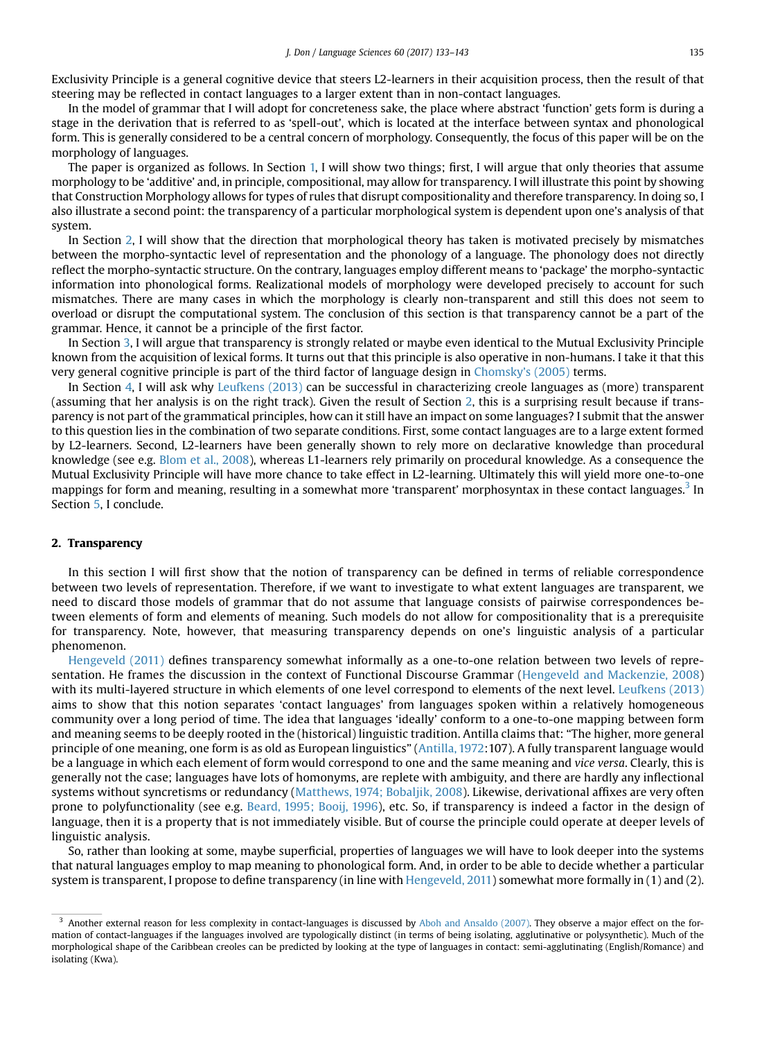Exclusivity Principle is a general cognitive device that steers L2-learners in their acquisition process, then the result of that steering may be reflected in contact languages to a larger extent than in non-contact languages.

In the model of grammar that I will adopt for concreteness sake, the place where abstract 'function' gets form is during a stage in the derivation that is referred to as 'spell-out', which is located at the interface between syntax and phonological form. This is generally considered to be a central concern of morphology. Consequently, the focus of this paper will be on the morphology of languages.

The paper is organized as follows. In Section 1, I will show two things; first, I will argue that only theories that assume morphology to be 'additive' and, in principle, compositional, may allow for transparency. I will illustrate this point by showing that Construction Morphology allows for types of rules that disrupt compositionality and therefore transparency. In doing so, I also illustrate a second point: the transparency of a particular morphological system is dependent upon one's analysis of that system.

In Section 2, I will show that the direction that morphological theory has taken is motivated precisely by mismatches between the morpho-syntactic level of representation and the phonology of a language. The phonology does not directly reflect the morpho-syntactic structure. On the contrary, languages employ different means to 'package' the morpho-syntactic information into phonological forms. Realizational models of morphology were developed precisely to account for such mismatches. There are many cases in which the morphology is clearly non-transparent and still this does not seem to overload or disrupt the computational system. The conclusion of this section is that transparency cannot be a part of the grammar. Hence, it cannot be a principle of the first factor.

In Section 3, I will argue that transparency is strongly related or maybe even identical to the Mutual Exclusivity Principle known from the acquisition of lexical forms. It turns out that this principle is also operative in non-humans. I take it that this very general cognitive principle is part of the third factor of language design in Chomsky's (2005) terms.

In Section 4, I will ask why Leufkens (2013) can be successful in characterizing creole languages as (more) transparent (assuming that her analysis is on the right track). Given the result of Section 2, this is a surprising result because if transparency is not part of the grammatical principles, how can it still have an impact on some languages? I submit that the answer to this question lies in the combination of two separate conditions. First, some contact languages are to a large extent formed by L2-learners. Second, L2-learners have been generally shown to rely more on declarative knowledge than procedural knowledge (see e.g. Blom et al., 2008), whereas L1-learners rely primarily on procedural knowledge. As a consequence the Mutual Exclusivity Principle will have more chance to take effect in L2-learning. Ultimately this will yield more one-to-one mappings for form and meaning, resulting in a somewhat more 'transparent' morphosyntax in these contact languages.[3] In Section 5, I conclude.

## 2. Transparency

In this section I will first show that the notion of transparency can be defined in terms of reliable correspondence between two levels of representation. Therefore, if we want to investigate to what extent languages are transparent, we need to discard those models of grammar that do not assume that language consists of pairwise correspondences between elements of form and elements of meaning. Such models do not allow for compositionality that is a prerequisite for transparency. Note, however, that measuring transparency depends on one's linguistic analysis of a particular phenomenon.

Hengeveld (2011) defines transparency somewhat informally as a one-to-one relation between two levels of representation. He frames the discussion in the context of Functional Discourse Grammar (Hengeveld and Mackenzie, 2008) with its multi-layered structure in which elements of one level correspond to elements of the next level. Leufkens (2013) aims to show that this notion separates 'contact languages' from languages spoken within a relatively homogeneous community over a long period of time. The idea that languages 'ideally' conform to a one-to-one mapping between form and meaning seems to be deeply rooted in the (historical) linguistic tradition. Antilla claims that: "The higher, more general principle of one meaning, one form is as old as European linguistics" (Antilla, 1972:107). A fully transparent language would be a language in which each element of form would correspond to one and the same meaning and *vice versa*. Clearly, this is generally not the case; languages have lots of homonyms, are replete with ambiguity, and there are hardly any inflectional systems without syncretisms or redundancy (Matthews, 1974; Bobaljik, 2008). Likewise, derivational affixes are very often prone to polyfunctionality (see e.g. Beard, 1995; Booij, 1996), etc. So, if transparency is indeed a factor in the design of language, then it is a property that is not immediately visible. But of course the principle could operate at deeper levels of linguistic analysis.

So, rather than looking at some, maybe superficial, properties of languages we will have to look deeper into the systems that natural languages employ to map meaning to phonological form. And, in order to be able to decide whether a particular system is transparent, I propose to define transparency (in line with Hengeveld, 2011) somewhat more formally in (1) and (2).

[3] Another external reason for less complexity in contact-languages is discussed by Aboh and Ansaldo (2007). They observe a major effect on the formation of contact-languages if the languages involved are typologically distinct (in terms of being isolating, agglutinative or polysynthetic). Much of the morphological shape of the Caribbean creoles can be predicted by looking at the type of languages in contact: semi-agglutinating (English/Romance) and isolating (Kwa).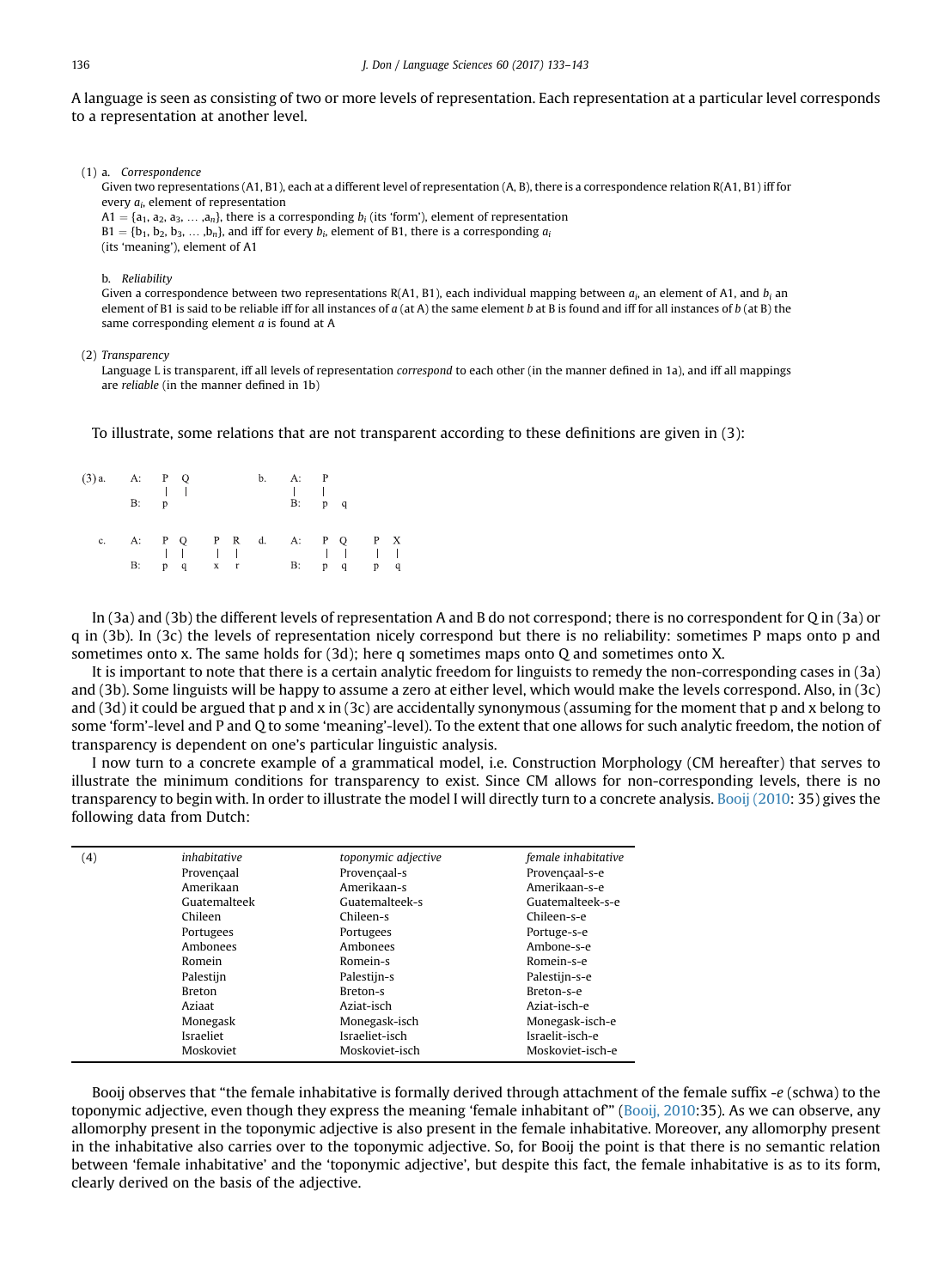A language is seen as consisting of two or more levels of representation. Each representation at a particular level corresponds to a representation at another level.

(1) a. *Correspondence*

Given two representations (A1, B1), each at a different level of representation (A, B), there is a correspondence relation R(A1, B1) iff for every $a_i$, element of representation

A1 = {$a_1$, $a_2$, $a_3$, … ,$a_n$}, there is a corresponding $b_i$ (its 'form'), element of representation

B1 = {$b_1$, $b_2$, $b_3$, … ,$b_n$}, and iff for every $b_i$, element of B1, there is a corresponding $a_i$ (its 'meaning'), element of A1

b. *Reliability*

Given a correspondence between two representations R(A1, B1), each individual mapping between $a_i$, an element of A1, and $b_i$ an element of B1 is said to be reliable iff for all instances of *a* (at A) the same element *b* at B is found and iff for all instances of *b* (at B) the same corresponding element *a* is found at A

(2) *Transparency*

Language L is transparent, iff all levels of representation *correspond* to each other (in the manner defined in 1a), and iff all mappings are *reliable* (in the manner defined in 1b)

To illustrate, some relations that are not transparent according to these definitions are given in (3):

```
(3) a.  A:  P  Q            b.  A:  P
            |  |                |   |
        B:  p                   B:  p  q

    c.  A:  P  Q    P  R    d.  A:  P  Q    P  X
            |  |    |  |            |  |    |  |
        B:  p  q    x  r        B:  p  q    p  q
```

In (3a) and (3b) the different levels of representation A and B do not correspond; there is no correspondent for Q in (3a) or q in (3b). In (3c) the levels of representation nicely correspond but there is no reliability: sometimes P maps onto p and sometimes onto x. The same holds for (3d); here q sometimes maps onto Q and sometimes onto X.

It is important to note that there is a certain analytic freedom for linguists to remedy the non-corresponding cases in (3a) and (3b). Some linguists will be happy to assume a zero at either level, which would make the levels correspond. Also, in (3c) and (3d) it could be argued that p and x in (3c) are accidentally synonymous (assuming for the moment that p and x belong to some 'form'-level and P and Q to some 'meaning'-level). To the extent that one allows for such analytic freedom, the notion of transparency is dependent on one's particular linguistic analysis.

I now turn to a concrete example of a grammatical model, i.e. Construction Morphology (CM hereafter) that serves to illustrate the minimum conditions for transparency to exist. Since CM allows for non-corresponding levels, there is no transparency to begin with. In order to illustrate the model I will directly turn to a concrete analysis. Booij (2010: 35) gives the following data from Dutch:

| (4) | *inhabitative* | *toponymic adjective* | *female inhabitative* |
|---|---|---|---|
| | Provençaal | Provençaal-s | Provençaal-s-e |
| | Amerikaan | Amerikaan-s | Amerikaan-s-e |
| | Guatemalteek | Guatemalteek-s | Guatemalteek-s-e |
| | Chileen | Chileen-s | Chileen-s-e |
| | Portugees | Portugees | Portuge-s-e |
| | Ambonees | Ambonees | Ambone-s-e |
| | Romein | Romein-s | Romein-s-e |
| | Palestijn | Palestijn-s | Palestijn-s-e |
| | Breton | Breton-s | Breton-s-e |
| | Aziaat | Aziat-isch | Aziat-isch-e |
| | Monegask | Monegask-isch | Monegask-isch-e |
| | Israeliet | Israeliet-isch | Israelit-isch-e |
| | Moskoviet | Moskoviet-isch | Moskoviet-isch-e |

Booij observes that "the female inhabitative is formally derived through attachment of the female suffix *-e* (schwa) to the toponymic adjective, even though they express the meaning 'female inhabitant of'" (Booij, 2010:35). As we can observe, any allomorphy present in the toponymic adjective is also present in the female inhabitative. Moreover, any allomorphy present in the inhabitative also carries over to the toponymic adjective. So, for Booij the point is that there is no semantic relation between 'female inhabitative' and the 'toponymic adjective', but despite this fact, the female inhabitative is as to its form, clearly derived on the basis of the adjective.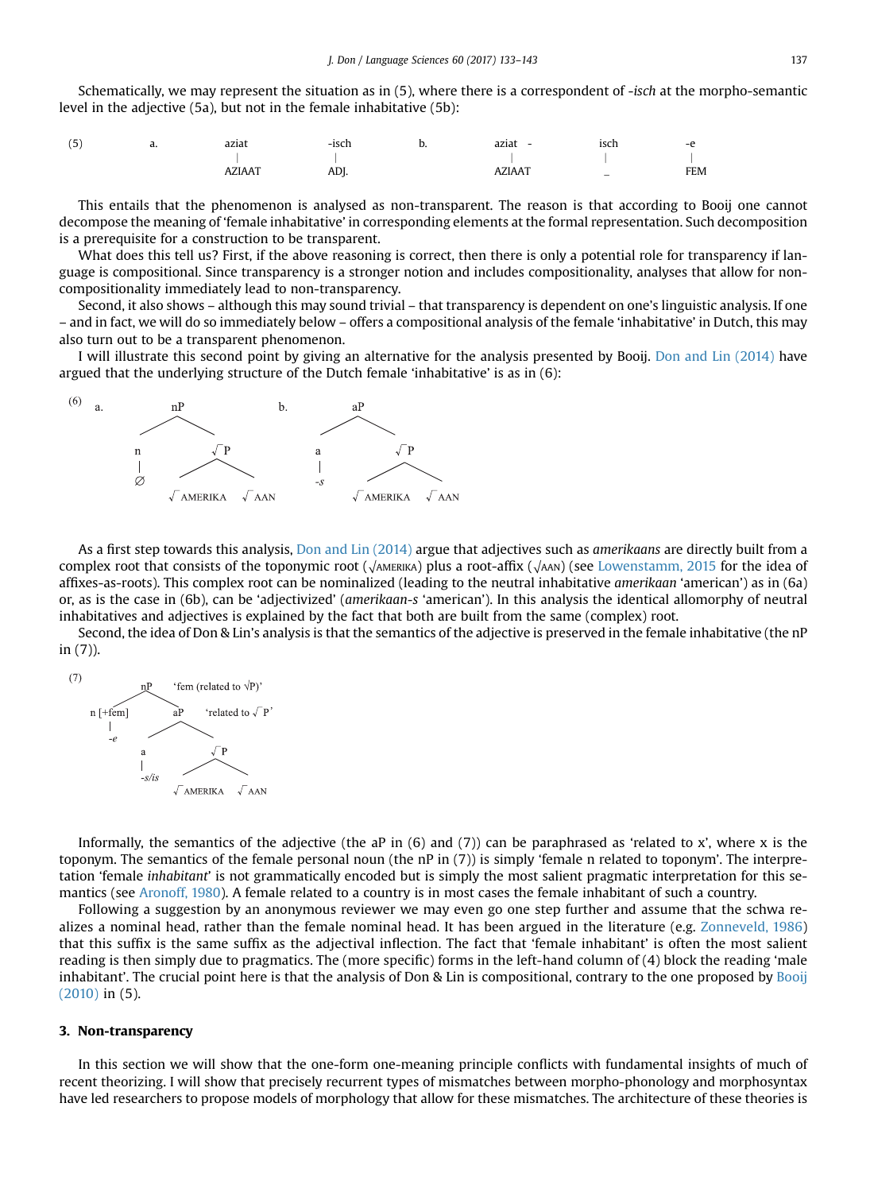Schematically, we may represent the situation as in (5), where there is a correspondent of *-isch* at the morpho-semantic level in the adjective (5a), but not in the female inhabitative (5b):

(5)

a.

| aziat | -isch |
|---|---|
| \| | \| |
| AZIAAT | ADJ. |

b.

| aziat - | isch | -e |
|---|---|---|
| \| | \| | \| |
| AZIAAT | _ | FEM |

This entails that the phenomenon is analysed as non-transparent. The reason is that according to Booij one cannot decompose the meaning of 'female inhabitative' in corresponding elements at the formal representation. Such decomposition is a prerequisite for a construction to be transparent.

What does this tell us? First, if the above reasoning is correct, then there is only a potential role for transparency if language is compositional. Since transparency is a stronger notion and includes compositionality, analyses that allow for non-compositionality immediately lead to non-transparency.

Second, it also shows – although this may sound trivial – that transparency is dependent on one's linguistic analysis. If one – and in fact, we will do so immediately below – offers a compositional analysis of the female 'inhabitative' in Dutch, this may also turn out to be a transparent phenomenon.

I will illustrate this second point by giving an alternative for the analysis presented by Booij. Don and Lin (2014) have argued that the underlying structure of the Dutch female 'inhabitative' is as in (6):

(6)

a. [nP [n ∅] [√P √AMERIKA √AAN]]

b. [aP [a -s] [√P √AMERIKA √AAN]]

As a first step towards this analysis, Don and Lin (2014) argue that adjectives such as *amerikaans* are directly built from a complex root that consists of the toponymic root (√AMERIKA) plus a root-affix (√AAN) (see Lowenstamm, 2015 for the idea of affixes-as-roots). This complex root can be nominalized (leading to the neutral inhabitative *amerikaan* 'american') as in (6a) or, as is the case in (6b), can be 'adjectivized' (*amerikaan-s* 'american'). In this analysis the identical allomorphy of neutral inhabitatives and adjectives is explained by the fact that both are built from the same (complex) root.

Second, the idea of Don & Lin's analysis is that the semantics of the adjective is preserved in the female inhabitative (the nP in (7)).

(7)

[nP 'fem (related to √P)' [n [+fem] -e] [aP 'related to √P' [a -s/is] [√P √AMERIKA √AAN]]]

Informally, the semantics of the adjective (the aP in (6) and (7)) can be paraphrased as 'related to x', where x is the toponym. The semantics of the female personal noun (the nP in (7)) is simply 'female n related to toponym'. The interpretation 'female *inhabitant*' is not grammatically encoded but is simply the most salient pragmatic interpretation for this semantics (see Aronoff, 1980). A female related to a country is in most cases the female inhabitant of such a country.

Following a suggestion by an anonymous reviewer we may even go one step further and assume that the schwa realizes a nominal head, rather than the female nominal head. It has been argued in the literature (e.g. Zonneveld, 1986) that this suffix is the same suffix as the adjectival inflection. The fact that 'female inhabitant' is often the most salient reading is then simply due to pragmatics. The (more specific) forms in the left-hand column of (4) block the reading 'male inhabitant'. The crucial point here is that the analysis of Don & Lin is compositional, contrary to the one proposed by Booij (2010) in (5).

### 3. Non-transparency

In this section we will show that the one-form one-meaning principle conflicts with fundamental insights of much of recent theorizing. I will show that precisely recurrent types of mismatches between morpho-phonology and morphosyntax have led researchers to propose models of morphology that allow for these mismatches. The architecture of these theories is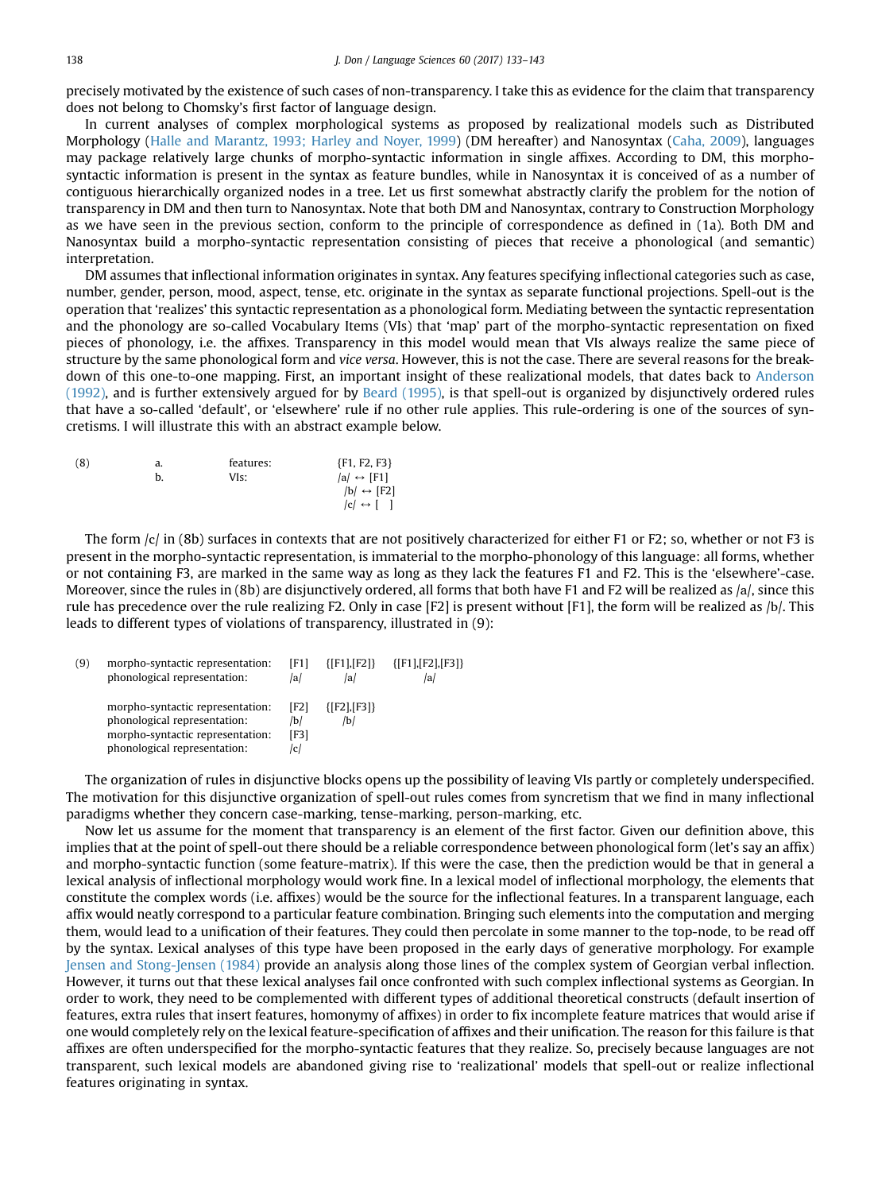precisely motivated by the existence of such cases of non-transparency. I take this as evidence for the claim that transparency does not belong to Chomsky's first factor of language design.

In current analyses of complex morphological systems as proposed by realizational models such as Distributed Morphology (Halle and Marantz, 1993; Harley and Noyer, 1999) (DM hereafter) and Nanosyntax (Caha, 2009), languages may package relatively large chunks of morpho-syntactic information in single affixes. According to DM, this morpho-syntactic information is present in the syntax as feature bundles, while in Nanosyntax it is conceived of as a number of contiguous hierarchically organized nodes in a tree. Let us first somewhat abstractly clarify the problem for the notion of transparency in DM and then turn to Nanosyntax. Note that both DM and Nanosyntax, contrary to Construction Morphology as we have seen in the previous section, conform to the principle of correspondence as defined in (1a). Both DM and Nanosyntax build a morpho-syntactic representation consisting of pieces that receive a phonological (and semantic) interpretation.

DM assumes that inflectional information originates in syntax. Any features specifying inflectional categories such as case, number, gender, person, mood, aspect, tense, etc. originate in the syntax as separate functional projections. Spell-out is the operation that 'realizes' this syntactic representation as a phonological form. Mediating between the syntactic representation and the phonology are so-called Vocabulary Items (VIs) that 'map' part of the morpho-syntactic representation on fixed pieces of phonology, i.e. the affixes. Transparency in this model would mean that VIs always realize the same piece of structure by the same phonological form and *vice versa*. However, this is not the case. There are several reasons for the breakdown of this one-to-one mapping. First, an important insight of these realizational models, that dates back to Anderson (1992), and is further extensively argued for by Beard (1995), is that spell-out is organized by disjunctively ordered rules that have a so-called 'default', or 'elsewhere' rule if no other rule applies. This rule-ordering is one of the sources of syncretisms. I will illustrate this with an abstract example below.

| | | | |
|---|---|---|---|
| (8) | a. | features: | {F1, F2, F3} |
| | b. | VIs: | /a/ ↔ [F1] |
| | | | /b/ ↔ [F2] |
| | | | /c/ ↔ [ ] |

The form /c/ in (8b) surfaces in contexts that are not positively characterized for either F1 or F2; so, whether or not F3 is present in the morpho-syntactic representation, is immaterial to the morpho-phonology of this language: all forms, whether or not containing F3, are marked in the same way as long as they lack the features F1 and F2. This is the 'elsewhere'-case. Moreover, since the rules in (8b) are disjunctively ordered, all forms that both have F1 and F2 will be realized as /a/, since this rule has precedence over the rule realizing F2. Only in case [F2] is present without [F1], the form will be realized as /b/. This leads to different types of violations of transparency, illustrated in (9):

| | | | | |
|---|---|---|---|---|
| (9) | morpho-syntactic representation: | [F1] | {[F1],[F2]} | {[F1],[F2],[F3]} |
| | phonological representation: | /a/ | /a/ | /a/ |
| | morpho-syntactic representation: | [F2] | {[F2],[F3]} | |
| | phonological representation: | /b/ | /b/ | |
| | morpho-syntactic representation: | [F3] | | |
| | phonological representation: | /c/ | | |

The organization of rules in disjunctive blocks opens up the possibility of leaving VIs partly or completely underspecified. The motivation for this disjunctive organization of spell-out rules comes from syncretism that we find in many inflectional paradigms whether they concern case-marking, tense-marking, person-marking, etc.

Now let us assume for the moment that transparency is an element of the first factor. Given our definition above, this implies that at the point of spell-out there should be a reliable correspondence between phonological form (let's say an affix) and morpho-syntactic function (some feature-matrix). If this were the case, then the prediction would be that in general a lexical analysis of inflectional morphology would work fine. In a lexical model of inflectional morphology, the elements that constitute the complex words (i.e. affixes) would be the source for the inflectional features. In a transparent language, each affix would neatly correspond to a particular feature combination. Bringing such elements into the computation and merging them, would lead to a unification of their features. They could then percolate in some manner to the top-node, to be read off by the syntax. Lexical analyses of this type have been proposed in the early days of generative morphology. For example Jensen and Stong-Jensen (1984) provide an analysis along those lines of the complex system of Georgian verbal inflection. However, it turns out that these lexical analyses fail once confronted with such complex inflectional systems as Georgian. In order to work, they need to be complemented with different types of additional theoretical constructs (default insertion of features, extra rules that insert features, homonymy of affixes) in order to fix incomplete feature matrices that would arise if one would completely rely on the lexical feature-specification of affixes and their unification. The reason for this failure is that affixes are often underspecified for the morpho-syntactic features that they realize. So, precisely because languages are not transparent, such lexical models are abandoned giving rise to 'realizational' models that spell-out or realize inflectional features originating in syntax.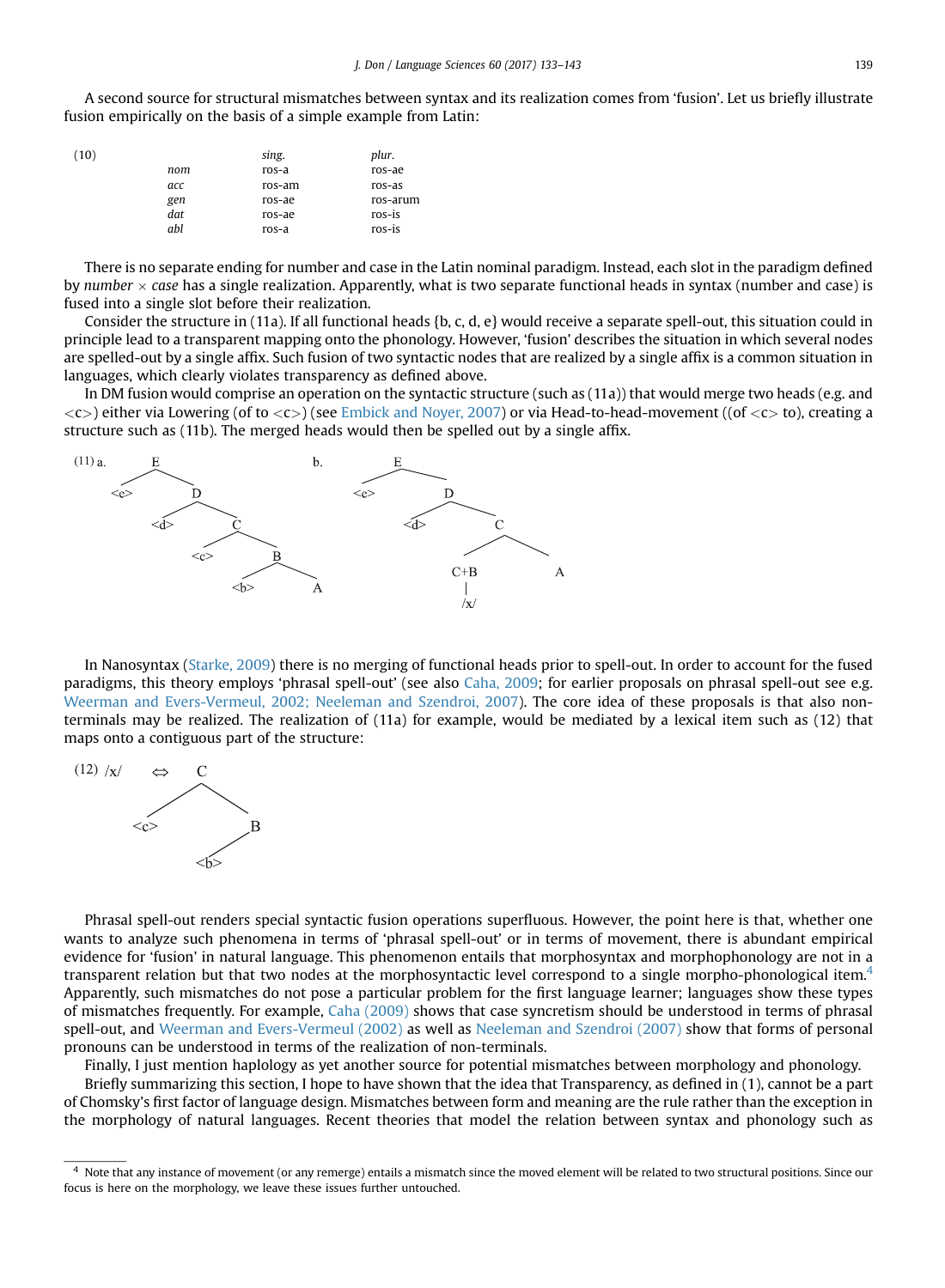A second source for structural mismatches between syntax and its realization comes from 'fusion'. Let us briefly illustrate fusion empirically on the basis of a simple example from Latin:

(10)

| | *sing.* | *plur.* |
|---|---|---|
| *nom* | ros-a | ros-ae |
| *acc* | ros-am | ros-as |
| *gen* | ros-ae | ros-arum |
| *dat* | ros-ae | ros-is |
| *abl* | ros-a | ros-is |

There is no separate ending for number and case in the Latin nominal paradigm. Instead, each slot in the paradigm defined by *number* × *case* has a single realization. Apparently, what is two separate functional heads in syntax (number and case) is fused into a single slot before their realization.

Consider the structure in (11a). If all functional heads {b, c, d, e} would receive a separate spell-out, this situation could in principle lead to a transparent mapping onto the phonology. However, 'fusion' describes the situation in which several nodes are spelled-out by a single affix. Such fusion of two syntactic nodes that are realized by a single affix is a common situation in languages, which clearly violates transparency as defined above.

In DM fusion would comprise an operation on the syntactic structure (such as (11a)) that would merge two heads (e.g. and <c>) either via Lowering (of to <c>) (see Embick and Noyer, 2007) or via Head-to-head-movement ((of <c> to), creating a structure such as (11b). The merged heads would then be spelled out by a single affix.

(11) a. [E <e> [D <d> [C <c> [B <b> A]]]]

b. [E <e> [D <d> [C [C+B /x/] A]]]

In Nanosyntax (Starke, 2009) there is no merging of functional heads prior to spell-out. In order to account for the fused paradigms, this theory employs 'phrasal spell-out' (see also Caha, 2009; for earlier proposals on phrasal spell-out see e.g. Weerman and Evers-Vermeul, 2002; Neeleman and Szendroi, 2007). The core idea of these proposals is that also non-terminals may be realized. The realization of (11a) for example, would be mediated by a lexical item such as (12) that maps onto a contiguous part of the structure:

(12) /x/ ⇔ [C <c> [B <b>]]

Phrasal spell-out renders special syntactic fusion operations superfluous. However, the point here is that, whether one wants to analyze such phenomena in terms of 'phrasal spell-out' or in terms of movement, there is abundant empirical evidence for 'fusion' in natural language. This phenomenon entails that morphosyntax and morphophonology are not in a transparent relation but that two nodes at the morphosyntactic level correspond to a single morpho-phonological item.[4] Apparently, such mismatches do not pose a particular problem for the first language learner; languages show these types of mismatches frequently. For example, Caha (2009) shows that case syncretism should be understood in terms of phrasal spell-out, and Weerman and Evers-Vermeul (2002) as well as Neeleman and Szendroi (2007) show that forms of personal pronouns can be understood in terms of the realization of non-terminals.

Finally, I just mention haplology as yet another source for potential mismatches between morphology and phonology.

Briefly summarizing this section, I hope to have shown that the idea that Transparency, as defined in (1), cannot be a part of Chomsky's first factor of language design. Mismatches between form and meaning are the rule rather than the exception in the morphology of natural languages. Recent theories that model the relation between syntax and phonology such as

[4] Note that any instance of movement (or any remerge) entails a mismatch since the moved element will be related to two structural positions. Since our focus is here on the morphology, we leave these issues further untouched.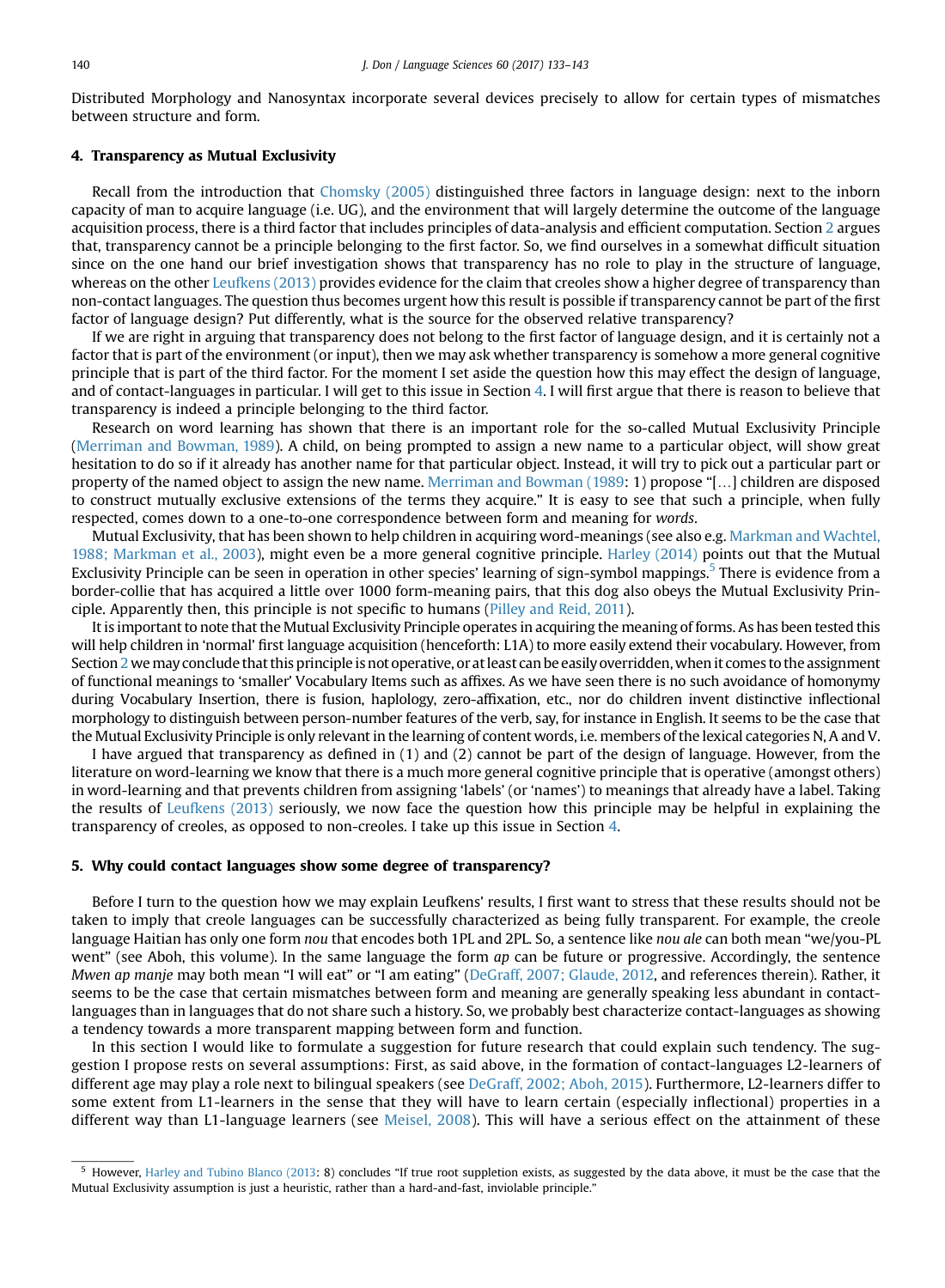Distributed Morphology and Nanosyntax incorporate several devices precisely to allow for certain types of mismatches between structure and form.

## 4. Transparency as Mutual Exclusivity

Recall from the introduction that Chomsky (2005) distinguished three factors in language design: next to the inborn capacity of man to acquire language (i.e. UG), and the environment that will largely determine the outcome of the language acquisition process, there is a third factor that includes principles of data-analysis and efficient computation. Section 2 argues that, transparency cannot be a principle belonging to the first factor. So, we find ourselves in a somewhat difficult situation since on the one hand our brief investigation shows that transparency has no role to play in the structure of language, whereas on the other Leufkens (2013) provides evidence for the claim that creoles show a higher degree of transparency than non-contact languages. The question thus becomes urgent how this result is possible if transparency cannot be part of the first factor of language design? Put differently, what is the source for the observed relative transparency?

If we are right in arguing that transparency does not belong to the first factor of language design, and it is certainly not a factor that is part of the environment (or input), then we may ask whether transparency is somehow a more general cognitive principle that is part of the third factor. For the moment I set aside the question how this may effect the design of language, and of contact-languages in particular. I will get to this issue in Section 4. I will first argue that there is reason to believe that transparency is indeed a principle belonging to the third factor.

Research on word learning has shown that there is an important role for the so-called Mutual Exclusivity Principle (Merriman and Bowman, 1989). A child, on being prompted to assign a new name to a particular object, will show great hesitation to do so if it already has another name for that particular object. Instead, it will try to pick out a particular part or property of the named object to assign the new name. Merriman and Bowman (1989: 1) propose "[…] children are disposed to construct mutually exclusive extensions of the terms they acquire." It is easy to see that such a principle, when fully respected, comes down to a one-to-one correspondence between form and meaning for *words*.

Mutual Exclusivity, that has been shown to help children in acquiring word-meanings (see also e.g. Markman and Wachtel, 1988; Markman et al., 2003), might even be a more general cognitive principle. Harley (2014) points out that the Mutual Exclusivity Principle can be seen in operation in other species' learning of sign-symbol mappings.[5] There is evidence from a border-collie that has acquired a little over 1000 form-meaning pairs, that this dog also obeys the Mutual Exclusivity Principle. Apparently then, this principle is not specific to humans (Pilley and Reid, 2011).

It is important to note that the Mutual Exclusivity Principle operates in acquiring the meaning of forms. As has been tested this will help children in 'normal' first language acquisition (henceforth: L1A) to more easily extend their vocabulary. However, from Section 2 we may conclude that this principle is not operative, or at least can be easily overridden, when it comes to the assignment of functional meanings to 'smaller' Vocabulary Items such as affixes. As we have seen there is no such avoidance of homonymy during Vocabulary Insertion, there is fusion, haplology, zero-affixation, etc., nor do children invent distinctive inflectional morphology to distinguish between person-number features of the verb, say, for instance in English. It seems to be the case that the Mutual Exclusivity Principle is only relevant in the learning of content words, i.e. members of the lexical categories N, A and V.

I have argued that transparency as defined in (1) and (2) cannot be part of the design of language. However, from the literature on word-learning we know that there is a much more general cognitive principle that is operative (amongst others) in word-learning and that prevents children from assigning 'labels' (or 'names') to meanings that already have a label. Taking the results of Leufkens (2013) seriously, we now face the question how this principle may be helpful in explaining the transparency of creoles, as opposed to non-creoles. I take up this issue in Section 4.

## 5. Why could contact languages show some degree of transparency?

Before I turn to the question how we may explain Leufkens' results, I first want to stress that these results should not be taken to imply that creole languages can be successfully characterized as being fully transparent. For example, the creole language Haitian has only one form *nou* that encodes both 1PL and 2PL. So, a sentence like *nou ale* can both mean "we/you-PL went" (see Aboh, this volume). In the same language the form *ap* can be future or progressive. Accordingly, the sentence *Mwen ap manje* may both mean "I will eat" or "I am eating" (DeGraff, 2007; Glaude, 2012, and references therein). Rather, it seems to be the case that certain mismatches between form and meaning are generally speaking less abundant in contact-languages than in languages that do not share such a history. So, we probably best characterize contact-languages as showing a tendency towards a more transparent mapping between form and function.

In this section I would like to formulate a suggestion for future research that could explain such tendency. The suggestion I propose rests on several assumptions: First, as said above, in the formation of contact-languages L2-learners of different age may play a role next to bilingual speakers (see DeGraff, 2002; Aboh, 2015). Furthermore, L2-learners differ to some extent from L1-learners in the sense that they will have to learn certain (especially inflectional) properties in a different way than L1-language learners (see Meisel, 2008). This will have a serious effect on the attainment of these

[5] However, Harley and Tubino Blanco (2013: 8) concludes "If true root suppletion exists, as suggested by the data above, it must be the case that the Mutual Exclusivity assumption is just a heuristic, rather than a hard-and-fast, inviolable principle."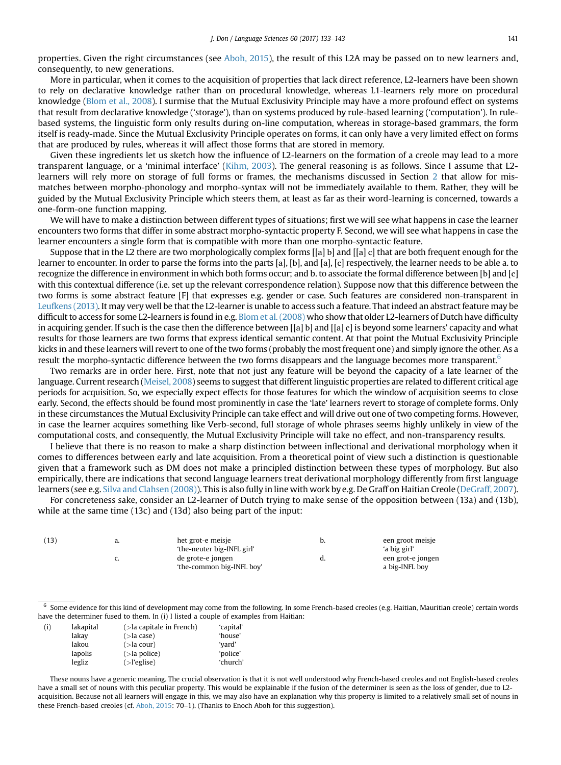properties. Given the right circumstances (see Aboh, 2015), the result of this L2A may be passed on to new learners and, consequently, to new generations.

More in particular, when it comes to the acquisition of properties that lack direct reference, L2-learners have been shown to rely on declarative knowledge rather than on procedural knowledge, whereas L1-learners rely more on procedural knowledge (Blom et al., 2008). I surmise that the Mutual Exclusivity Principle may have a more profound effect on systems that result from declarative knowledge ('storage'), than on systems produced by rule-based learning ('computation'). In rule-based systems, the linguistic form only results during on-line computation, whereas in storage-based grammars, the form itself is ready-made. Since the Mutual Exclusivity Principle operates on forms, it can only have a very limited effect on forms that are produced by rules, whereas it will affect those forms that are stored in memory.

Given these ingredients let us sketch how the influence of L2-learners on the formation of a creole may lead to a more transparent language, or a 'minimal interface' (Kihm, 2003). The general reasoning is as follows. Since I assume that L2-learners will rely more on storage of full forms or frames, the mechanisms discussed in Section 2 that allow for mismatches between morpho-phonology and morpho-syntax will not be immediately available to them. Rather, they will be guided by the Mutual Exclusivity Principle which steers them, at least as far as their word-learning is concerned, towards a one-form-one function mapping.

We will have to make a distinction between different types of situations; first we will see what happens in case the learner encounters two forms that differ in some abstract morpho-syntactic property F. Second, we will see what happens in case the learner encounters a single form that is compatible with more than one morpho-syntactic feature.

Suppose that in the L2 there are two morphologically complex forms [[a] b] and [[a] c] that are both frequent enough for the learner to encounter. In order to parse the forms into the parts [a], [b], and [a], [c] respectively, the learner needs to be able a. to recognize the difference in environment in which both forms occur; and b. to associate the formal difference between [b] and [c] with this contextual difference (i.e. set up the relevant correspondence relation). Suppose now that this difference between the two forms is some abstract feature [F] that expresses e.g. gender or case. Such features are considered non-transparent in Leufkens (2013). It may very well be that the L2-learner is unable to access such a feature. That indeed an abstract feature may be difficult to access for some L2-learners is found in e.g. Blom et al. (2008) who show that older L2-learners of Dutch have difficulty in acquiring gender. If such is the case then the difference between [[a] b] and [[a] c] is beyond some learners' capacity and what results for those learners are two forms that express identical semantic content. At that point the Mutual Exclusivity Principle kicks in and these learners will revert to one of the two forms (probably the most frequent one) and simply ignore the other. As a result the morpho-syntactic difference between the two forms disappears and the language becomes more transparent.[6]

Two remarks are in order here. First, note that not just any feature will be beyond the capacity of a late learner of the language. Current research (Meisel, 2008) seems to suggest that different linguistic properties are related to different critical age periods for acquisition. So, we especially expect effects for those features for which the window of acquisition seems to close early. Second, the effects should be found most prominently in case the 'late' learners revert to storage of complete forms. Only in these circumstances the Mutual Exclusivity Principle can take effect and will drive out one of two competing forms. However, in case the learner acquires something like Verb-second, full storage of whole phrases seems highly unlikely in view of the computational costs, and consequently, the Mutual Exclusivity Principle will take no effect, and non-transparency results.

I believe that there is no reason to make a sharp distinction between inflectional and derivational morphology when it comes to differences between early and late acquisition. From a theoretical point of view such a distinction is questionable given that a framework such as DM does not make a principled distinction between these types of morphology. But also empirically, there are indications that second language learners treat derivational morphology differently from first language learners (see e.g. Silva and Clahsen (2008)). This is also fully in line with work by e.g. De Graff on Haitian Creole (DeGraff, 2007).

For concreteness sake, consider an L2-learner of Dutch trying to make sense of the opposition between (13a) and (13b), while at the same time (13c) and (13d) also being part of the input:

| (13) | a. | het grot-e meisje<br>'the-neuter big-INFL girl' | b. | een groot meisje<br>'a big girl' |
|---|---|---|---|---|
| | c. | de grote-e jongen<br>'the-common big-INFL boy' | d. | een grot-e jongen<br>a big-INFL boy |

---

[6] Some evidence for this kind of development may come from the following. In some French-based creoles (e.g. Haitian, Mauritian creole) certain words have the determiner fused to them. In (i) I listed a couple of examples from Haitian:

| (i) | lakapital | (>la capitale in French) | 'capital' |
|---|---|---|---|
| | lakay | (>la case) | 'house' |
| | lakou | (>la cour) | 'yard' |
| | lapolis | (>la police) | 'police' |
| | legliz | (>l'eglise) | 'church' |

These nouns have a generic meaning. The crucial observation is that it is not well understood why French-based creoles and not English-based creoles have a small set of nouns with this peculiar property. This would be explainable if the fusion of the determiner is seen as the loss of gender, due to L2-acquisition. Because not all learners will engage in this, we may also have an explanation why this property is limited to a relatively small set of nouns in these French-based creoles (cf. Aboh, 2015: 70–1). (Thanks to Enoch Aboh for this suggestion).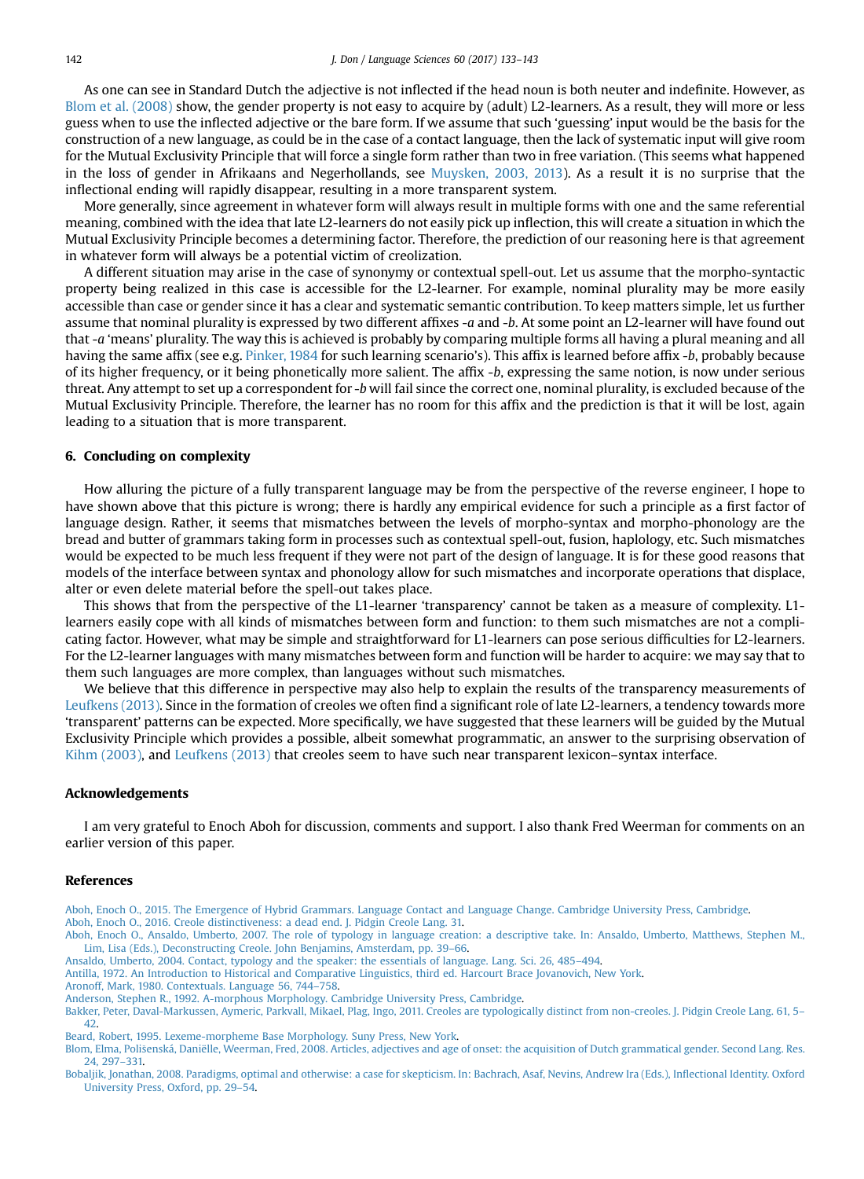As one can see in Standard Dutch the adjective is not inflected if the head noun is both neuter and indefinite. However, as Blom et al. (2008) show, the gender property is not easy to acquire by (adult) L2-learners. As a result, they will more or less guess when to use the inflected adjective or the bare form. If we assume that such 'guessing' input would be the basis for the construction of a new language, as could be in the case of a contact language, then the lack of systematic input will give room for the Mutual Exclusivity Principle that will force a single form rather than two in free variation. (This seems what happened in the loss of gender in Afrikaans and Negerhollands, see Muysken, 2003, 2013). As a result it is no surprise that the inflectional ending will rapidly disappear, resulting in a more transparent system.

More generally, since agreement in whatever form will always result in multiple forms with one and the same referential meaning, combined with the idea that late L2-learners do not easily pick up inflection, this will create a situation in which the Mutual Exclusivity Principle becomes a determining factor. Therefore, the prediction of our reasoning here is that agreement in whatever form will always be a potential victim of creolization.

A different situation may arise in the case of synonymy or contextual spell-out. Let us assume that the morpho-syntactic property being realized in this case is accessible for the L2-learner. For example, nominal plurality may be more easily accessible than case or gender since it has a clear and systematic semantic contribution. To keep matters simple, let us further assume that nominal plurality is expressed by two different affixes *-a* and *-b*. At some point an L2-learner will have found out that *-a* 'means' plurality. The way this is achieved is probably by comparing multiple forms all having a plural meaning and all having the same affix (see e.g. Pinker, 1984 for such learning scenario's). This affix is learned before affix *-b*, probably because of its higher frequency, or it being phonetically more salient. The affix *-b*, expressing the same notion, is now under serious threat. Any attempt to set up a correspondent for *-b* will fail since the correct one, nominal plurality, is excluded because of the Mutual Exclusivity Principle. Therefore, the learner has no room for this affix and the prediction is that it will be lost, again leading to a situation that is more transparent.

## 6. Concluding on complexity

How alluring the picture of a fully transparent language may be from the perspective of the reverse engineer, I hope to have shown above that this picture is wrong; there is hardly any empirical evidence for such a principle as a first factor of language design. Rather, it seems that mismatches between the levels of morpho-syntax and morpho-phonology are the bread and butter of grammars taking form in processes such as contextual spell-out, fusion, haplology, etc. Such mismatches would be expected to be much less frequent if they were not part of the design of language. It is for these good reasons that models of the interface between syntax and phonology allow for such mismatches and incorporate operations that displace, alter or even delete material before the spell-out takes place.

This shows that from the perspective of the L1-learner 'transparency' cannot be taken as a measure of complexity. L1-learners easily cope with all kinds of mismatches between form and function: to them such mismatches are not a complicating factor. However, what may be simple and straightforward for L1-learners can pose serious difficulties for L2-learners. For the L2-learner languages with many mismatches between form and function will be harder to acquire: we may say that to them such languages are more complex, than languages without such mismatches.

We believe that this difference in perspective may also help to explain the results of the transparency measurements of Leufkens (2013). Since in the formation of creoles we often find a significant role of late L2-learners, a tendency towards more 'transparent' patterns can be expected. More specifically, we have suggested that these learners will be guided by the Mutual Exclusivity Principle which provides a possible, albeit somewhat programmatic, an answer to the surprising observation of Kihm (2003), and Leufkens (2013) that creoles seem to have such near transparent lexicon–syntax interface.

## Acknowledgements

I am very grateful to Enoch Aboh for discussion, comments and support. I also thank Fred Weerman for comments on an earlier version of this paper.

## References

Aboh, Enoch O., 2015. The Emergence of Hybrid Grammars. Language Contact and Language Change. Cambridge University Press, Cambridge.

Aboh, Enoch O., 2016. Creole distinctiveness: a dead end. J. Pidgin Creole Lang. 31.

Aboh, Enoch O., Ansaldo, Umberto, 2007. The role of typology in language creation: a descriptive take. In: Ansaldo, Umberto, Matthews, Stephen M., Lim, Lisa (Eds.), Deconstructing Creole. John Benjamins, Amsterdam, pp. 39–66.

Ansaldo, Umberto, 2004. Contact, typology and the speaker: the essentials of language. Lang. Sci. 26, 485–494.

Antilla, 1972. An Introduction to Historical and Comparative Linguistics, third ed. Harcourt Brace Jovanovich, New York.

Aronoff, Mark, 1980. Contextuals. Language 56, 744–758.

Anderson, Stephen R., 1992. A-morphous Morphology. Cambridge University Press, Cambridge.

Bakker, Peter, Daval-Markussen, Aymeric, Parkvall, Mikael, Plag, Ingo, 2011. Creoles are typologically distinct from non-creoles. J. Pidgin Creole Lang. 61, 5–42.

Beard, Robert, 1995. Lexeme-morpheme Base Morphology. Suny Press, New York.

Blom, Elma, Polišenská, Daniëlle, Weerman, Fred, 2008. Articles, adjectives and age of onset: the acquisition of Dutch grammatical gender. Second Lang. Res. 24, 297–331.

Bobaljik, Jonathan, 2008. Paradigms, optimal and otherwise: a case for skepticism. In: Bachrach, Asaf, Nevins, Andrew Ira (Eds.), Inflectional Identity. Oxford University Press, Oxford, pp. 29–54.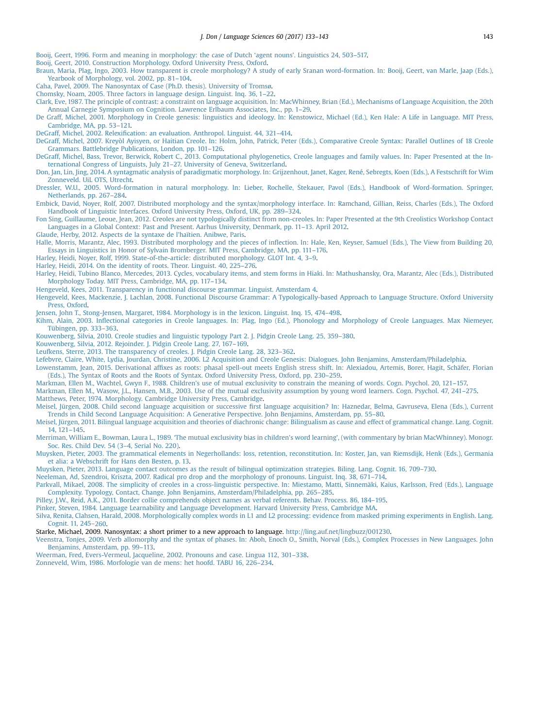Booij, Geert, 1996. Form and meaning in morphology: the case of Dutch 'agent nouns'. Linguistics 24, 503–517.
Booij, Geert, 2010. Construction Morphology. Oxford University Press, Oxford.
Braun, Maria, Plag, Ingo, 2003. How transparent is creole morphology? A study of early Sranan word-formation. In: Booij, Geert, van Marle, Jaap (Eds.), Yearbook of Morphology, vol. 2002, pp. 81–104.
Caha, Pavel, 2009. The Nanosyntax of Case (Ph.D. thesis). University of Tromsø.
Chomsky, Noam, 2005. Three factors in language design. Linguist. Inq. 36, 1–22.
Clark, Eve, 1987. The principle of contrast: a constraint on language acquisition. In: MacWhinney, Brian (Ed.), Mechanisms of Language Acquisition, the 20th Annual Carnegie Symposium on Cognition. Lawrence Erlbaum Associates, Inc., pp. 1–29.
De Graff, Michel, 2001. Morphology in Creole genesis: linguistics and ideology. In: Kenstowicz, Michael (Ed.), Ken Hale: A Life in Language. MIT Press, Cambridge, MA, pp. 53–121.
DeGraff, Michel, 2002. Relexification: an evaluation. Anthropol. Linguist. 44, 321–414.
DeGraff, Michel, 2007. Kreyòl Ayisyen, or Haitian Creole. In: Holm, John, Patrick, Peter (Eds.), Comparative Creole Syntax: Parallel Outlines of 18 Creole Grammars. Battlebridge Publications, London, pp. 101–126.
DeGraff, Michel, Bass, Trevor, Berwick, Robert C., 2013. Computational phylogenetics, Creole languages and family values. In: Paper Presented at the International Congress of Linguists, July 21–27. University of Geneva, Switzerland.
Don, Jan, Lin, Jing, 2014. A syntagmatic analysis of paradigmatic morphology. In: Grijzenhout, Janet, Kager, René, Sebregts, Koen (Eds.), A Festschrift for Wim Zonneveld. UiL OTS, Utrecht.
Dressler, W.U., 2005. Word-formation in natural morphology. In: Lieber, Rochelle, Štekauer, Pavol (Eds.), Handbook of Word-formation. Springer, Netherlands, pp. 267–284.
Embick, David, Noyer, Rolf, 2007. Distributed morphology and the syntax/morphology interface. In: Ramchand, Gillian, Reiss, Charles (Eds.), The Oxford Handbook of Linguistic Interfaces. Oxford University Press, Oxford, UK, pp. 289–324.
Fon Sing, Guillaume, Leoue, Jean, 2012. Creoles are not typologically distinct from non-creoles. In: Paper Presented at the 9th Creolistics Workshop Contact Languages in a Global Context: Past and Present. Aarhus University, Denmark, pp. 11–13. April 2012.
Glaude, Herby, 2012. Aspects de la syntaxe de l'haïtien. Anibwe, Paris.
Halle, Morris, Marantz, Alec, 1993. Distributed morphology and the pieces of inflection. In: Hale, Ken, Keyser, Samuel (Eds.), The View from Building 20, Essays in Linguistics in Honor of Sylvain Bromberger. MIT Press, Cambridge, MA, pp. 111–176.
Harley, Heidi, Noyer, Rolf, 1999. State-of-the-article: distributed morphology. GLOT Int. 4, 3–9.
Harley, Heidi, 2014. On the identity of roots. Theor. Linguist. 40, 225–276.
Harley, Heidi, Tubino Blanco, Mercedes, 2013. Cycles, vocabulary items, and stem forms in Hiaki. In: Mathushansky, Ora, Marantz, Alec (Eds.), Distributed Morphology Today. MIT Press, Cambridge, MA, pp. 117–134.
Hengeveld, Kees, 2011. Transparency in functional discourse grammar. Linguist. Amsterdam 4.
Hengeveld, Kees, Mackenzie, J. Lachlan, 2008. Functional Discourse Grammar: A Typologically-based Approach to Language Structure. Oxford University Press, Oxford.
Jensen, John T., Stong-Jensen, Margaret, 1984. Morphology is in the lexicon. Linguist. Inq. 15, 474–498.
Kihm, Alain, 2003. Inflectional categories in Creole languages. In: Plag, Ingo (Ed.), Phonology and Morphology of Creole Languages. Max Niemeyer, Tübingen, pp. 333–363.
Kouwenberg, Silvia, 2010. Creole studies and linguistic typology Part 2. J. Pidgin Creole Lang. 25, 359–380.
Kouwenberg, Silvia, 2012. Rejoinder. J. Pidgin Creole Lang. 27, 167–169.
Leufkens, Sterre, 2013. The transparency of creoles. J. Pidgin Creole Lang. 28, 323–362.
Lefebvre, Claire, White, Lydia, Jourdan, Christine, 2006. L2 Acquisition and Creole Genesis: Dialogues. John Benjamins, Amsterdam/Philadelphia.
Lowenstamm, Jean, 2015. Derivational affixes as roots: phasal spell-out meets English stress shift. In: Alexiadou, Artemis, Borer, Hagit, Schäfer, Florian (Eds.), The Syntax of Roots and the Roots of Syntax. Oxford University Press, Oxford, pp. 230–259.
Markman, Ellen M., Wachtel, Gwyn F., 1988. Children's use of mutual exclusivity to constrain the meaning of words. Cogn. Psychol. 20, 121–157.
Markman, Ellen M., Wasow, J.L., Hansen, M.B., 2003. Use of the mutual exclusivity assumption by young word learners. Cogn. Psychol. 47, 241–275.
Matthews, Peter, 1974. Morphology. Cambridge University Press, Cambridge.
Meisel, Jürgen, 2008. Child second language acquisition or successive first language acquisition? In: Haznedar, Belma, Gavruseva, Elena (Eds.), Current Trends in Child Second Language Acquisition: A Generative Perspective. John Benjamins, Amsterdam, pp. 55–80.
Meisel, Jürgen, 2011. Bilingual language acquisition and theories of diachronic change: Bilingualism as cause and effect of grammatical change. Lang. Cognit. 14, 121–145.
Merriman, William E., Bowman, Laura L., 1989. 'The mutual exclusivity bias in children's word learning', (with commentary by brian MacWhinney). Monogr. Soc. Res. Child Dev. 54 (3–4, Serial No. 220).
Muysken, Pieter, 2003. The grammatical elements in Negerhollands: loss, retention, reconstitution. In: Koster, Jan, van Riemsdijk, Henk (Eds.), Germania et alia: a Webschrift for Hans den Besten, p. 13.
Muysken, Pieter, 2013. Language contact outcomes as the result of bilingual optimization strategies. Biling. Lang. Cognit. 16, 709–730.
Neeleman, Ad, Szendroi, Kriszta, 2007. Radical pro drop and the morphology of pronouns. Linguist. Inq. 38, 671–714.
Parkvall, Mikael, 2008. The simplicity of creoles in a cross-linguistic perspective. In: Miestamo, Matti, Sinnemäki, Kaius, Karlsson, Fred (Eds.), Language Complexity. Typology, Contact, Change. John Benjamins, Amsterdam/Philadelphia, pp. 265–285.
Pilley, J.W., Reid, A.K., 2011. Border collie comprehends object names as verbal referents. Behav. Process. 86, 184–195.
Pinker, Steven, 1984. Language Learnability and Language Development. Harvard University Press, Cambridge MA.
Silva, Renita, Clahsen, Harald, 2008. Morphologically complex words in L1 and L2 processing: evidence from masked priming experiments in English. Lang. Cognit. 11, 245–260.
Starke, Michael, 2009. Nanosyntax: a short primer to a new approach to language. http://ling.auf.net/lingbuzz/001230.
Veenstra, Tonjes, 2009. Verb allomorphy and the syntax of phases. In: Aboh, Enoch O., Smith, Norval (Eds.), Complex Processes in New Languages. John Benjamins, Amsterdam, pp. 99–113.
Weerman, Fred, Evers-Vermeul, Jacqueline, 2002. Pronouns and case. Lingua 112, 301–338.
Zonneveld, Wim, 1986. Morfologie van de mens: het hoofd. TABU 16, 226–234.